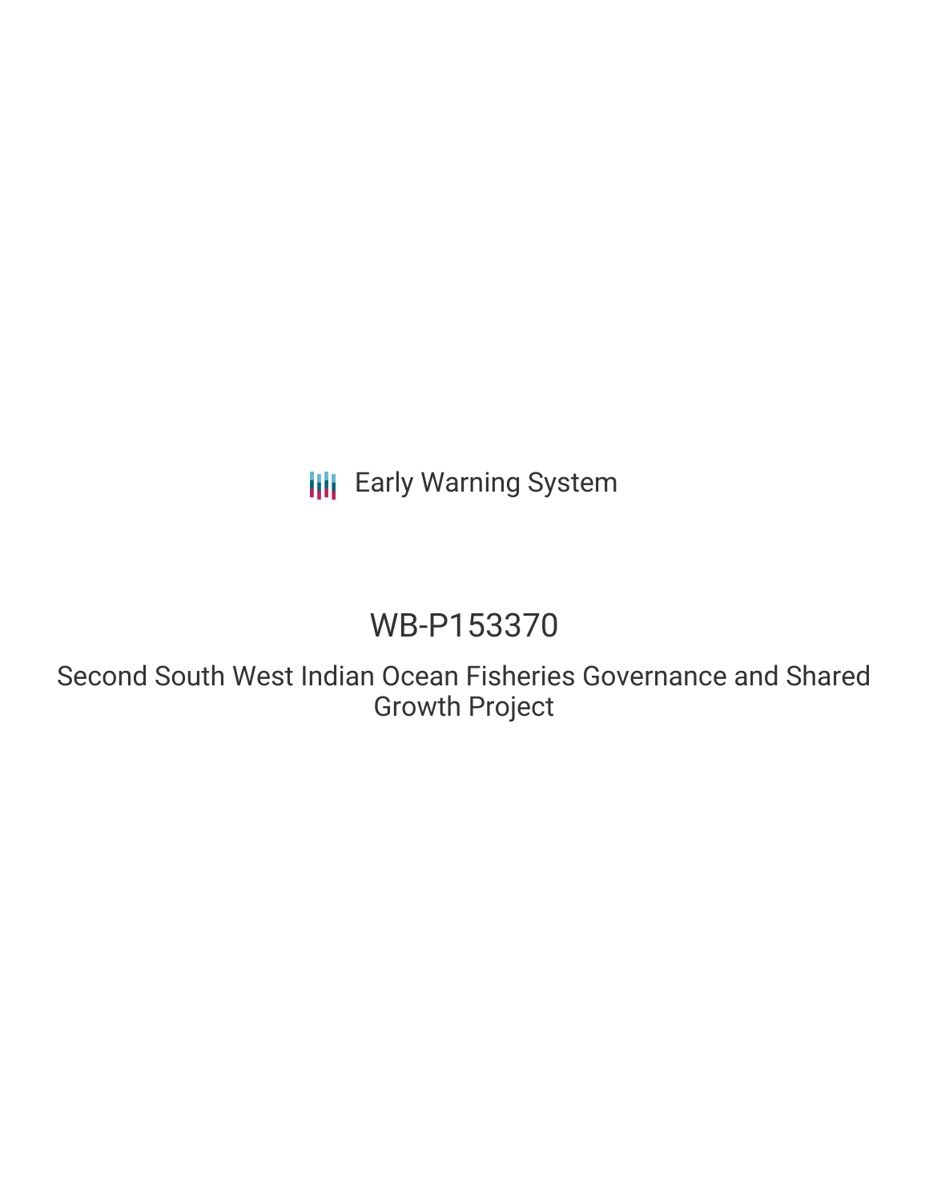Early Warning System

# WB-P153370

## Second South West Indian Ocean Fisheries Governance and Shared Growth Project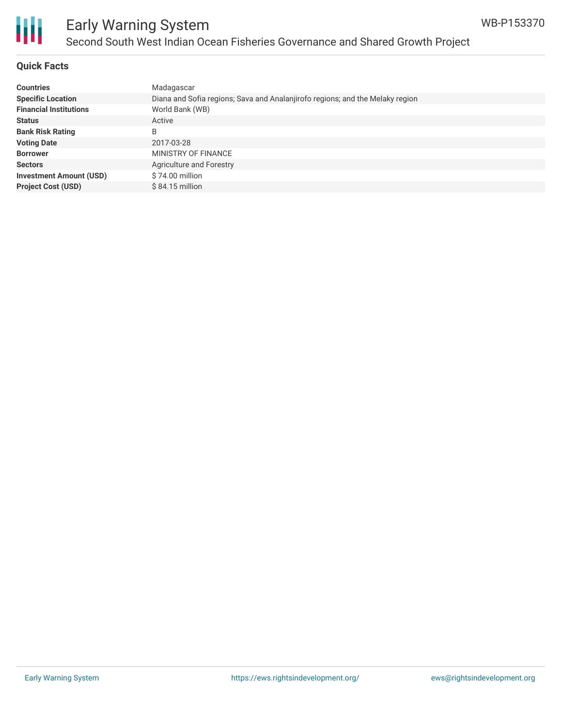# Early Warning System

## Second South West Indian Ocean Fisheries Governance and Shared Growth Project

WB-P153370

### Quick Facts

| | |
|---|---|
| **Countries** | Madagascar |
| **Specific Location** | Diana and Sofia regions; Sava and Analanjirofo regions; and the Melaky region |
| **Financial Institutions** | World Bank (WB) |
| **Status** | Active |
| **Bank Risk Rating** | B |
| **Voting Date** | 2017-03-28 |
| **Borrower** | MINISTRY OF FINANCE |
| **Sectors** | Agriculture and Forestry |
| **Investment Amount (USD)** | $ 74.00 million |
| **Project Cost (USD)** | $ 84.15 million |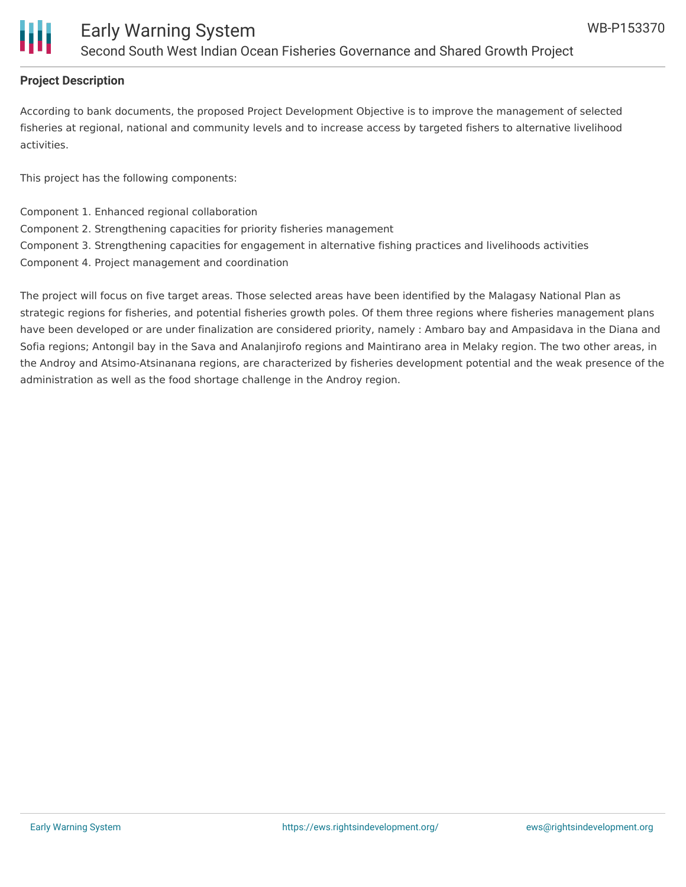## Project Description

According to bank documents, the proposed Project Development Objective is to improve the management of selected fisheries at regional, national and community levels and to increase access by targeted fishers to alternative livelihood activities.

This project has the following components:

Component 1. Enhanced regional collaboration
Component 2. Strengthening capacities for priority fisheries management
Component 3. Strengthening capacities for engagement in alternative fishing practices and livelihoods activities
Component 4. Project management and coordination

The project will focus on five target areas. Those selected areas have been identified by the Malagasy National Plan as strategic regions for fisheries, and potential fisheries growth poles. Of them three regions where fisheries management plans have been developed or are under finalization are considered priority, namely : Ambaro bay and Ampasidava in the Diana and Sofia regions; Antongil bay in the Sava and Analanjirofo regions and Maintirano area in Melaky region. The two other areas, in the Androy and Atsimo-Atsinanana regions, are characterized by fisheries development potential and the weak presence of the administration as well as the food shortage challenge in the Androy region.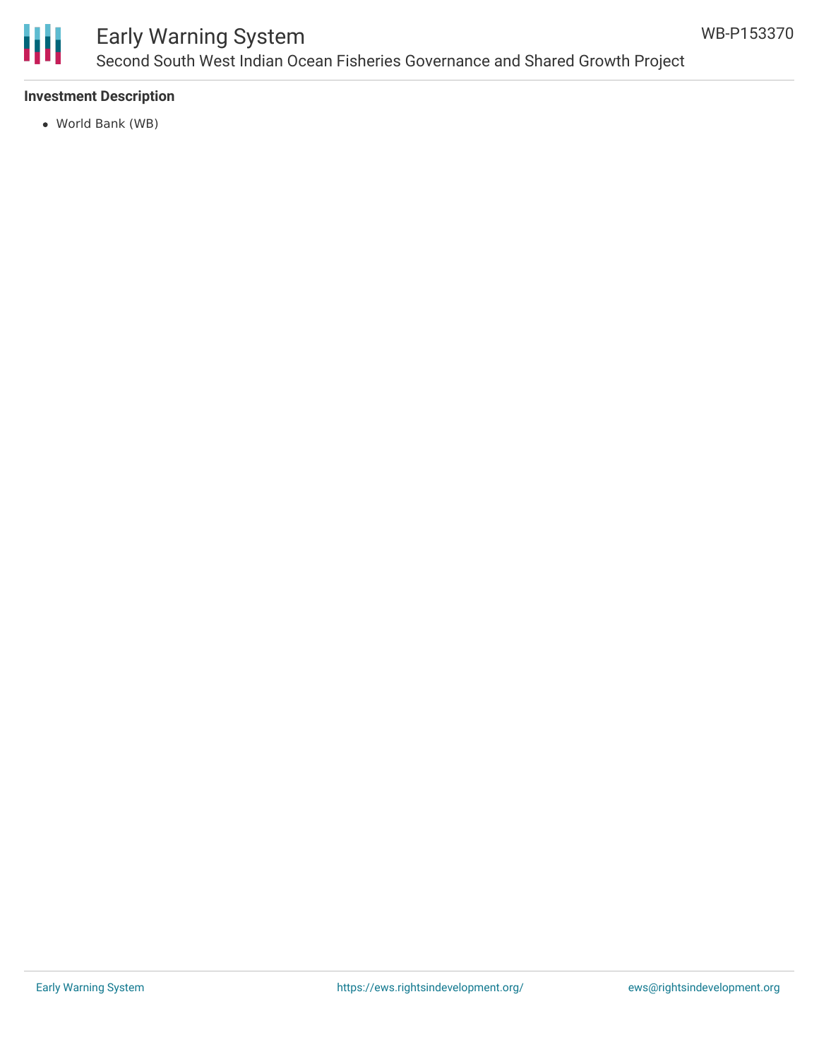**Investment Description**

- World Bank (WB)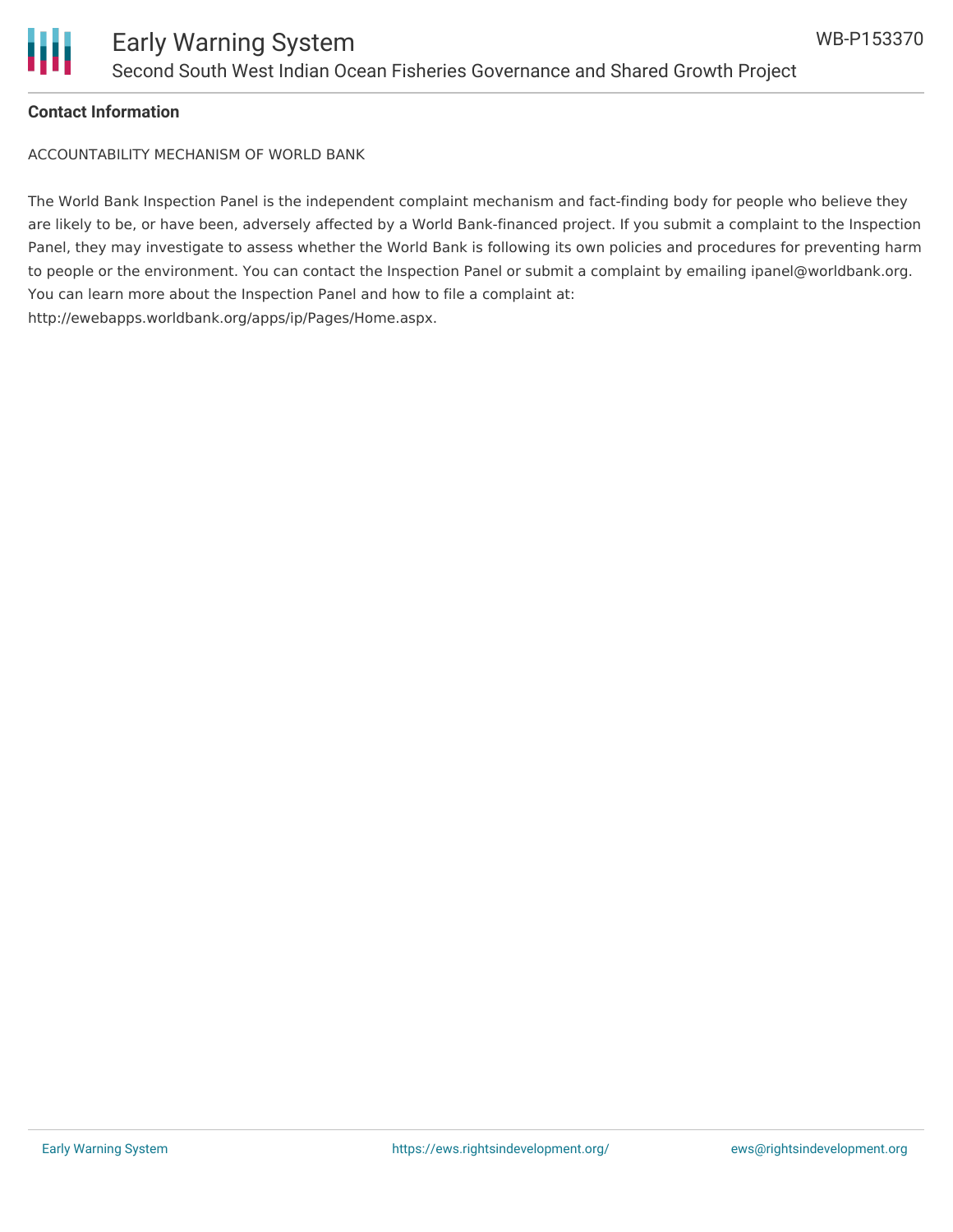**Contact Information**

ACCOUNTABILITY MECHANISM OF WORLD BANK

The World Bank Inspection Panel is the independent complaint mechanism and fact-finding body for people who believe they are likely to be, or have been, adversely affected by a World Bank-financed project. If you submit a complaint to the Inspection Panel, they may investigate to assess whether the World Bank is following its own policies and procedures for preventing harm to people or the environment. You can contact the Inspection Panel or submit a complaint by emailing ipanel@worldbank.org. You can learn more about the Inspection Panel and how to file a complaint at: http://ewebapps.worldbank.org/apps/ip/Pages/Home.aspx.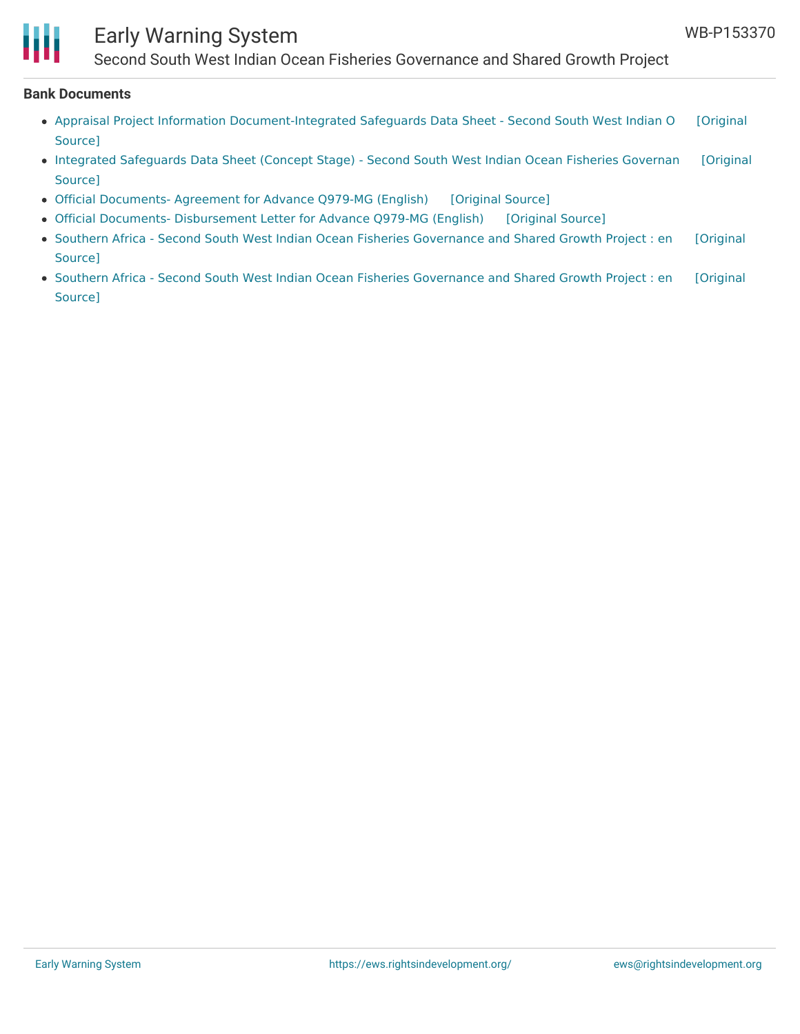**Bank Documents**

- Appraisal Project Information Document-Integrated Safeguards Data Sheet - Second South West Indian O [Original Source]
- Integrated Safeguards Data Sheet (Concept Stage) - Second South West Indian Ocean Fisheries Governan [Original Source]
- Official Documents- Agreement for Advance Q979-MG (English) [Original Source]
- Official Documents- Disbursement Letter for Advance Q979-MG (English) [Original Source]
- Southern Africa - Second South West Indian Ocean Fisheries Governance and Shared Growth Project : en [Original Source]
- Southern Africa - Second South West Indian Ocean Fisheries Governance and Shared Growth Project : en [Original Source]